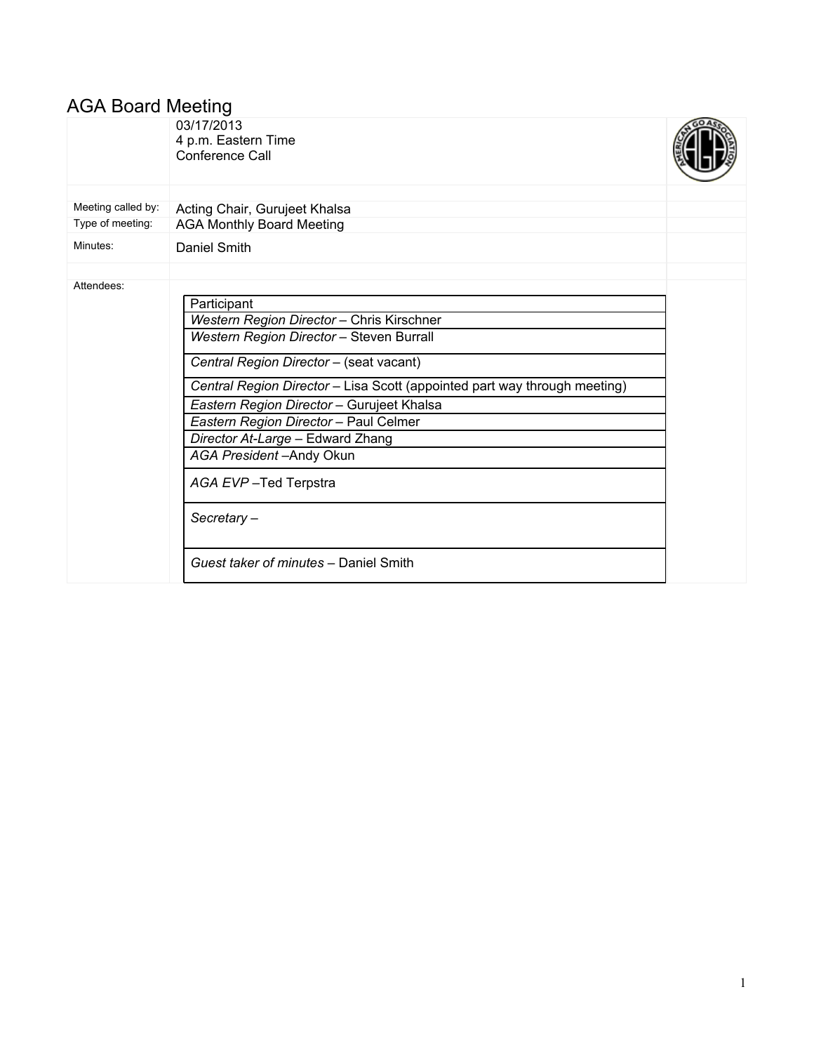# AGA Board Meeting

| | |
|---|---|
| | 03/17/2013<br>4 p.m. Eastern Time<br>Conference Call |
| Meeting called by: | Acting Chair, Gurujeet Khalsa |
| Type of meeting: | AGA Monthly Board Meeting |
| Minutes: | Daniel Smith |
| Attendees: | |

| Participant |
|---|
| *Western Region Director* – Chris Kirschner |
| *Western Region Director* – Steven Burrall |
| *Central Region Director* – (seat vacant) |
| *Central Region Director* – Lisa Scott (appointed part way through meeting) |
| *Eastern Region Director* – Gurujeet Khalsa |
| *Eastern Region Director* – Paul Celmer |
| *Director At-Large* – Edward Zhang |
| *AGA President* –Andy Okun |
| *AGA EVP* –Ted Terpstra |
| *Secretary* – |
| *Guest taker of minutes* – Daniel Smith |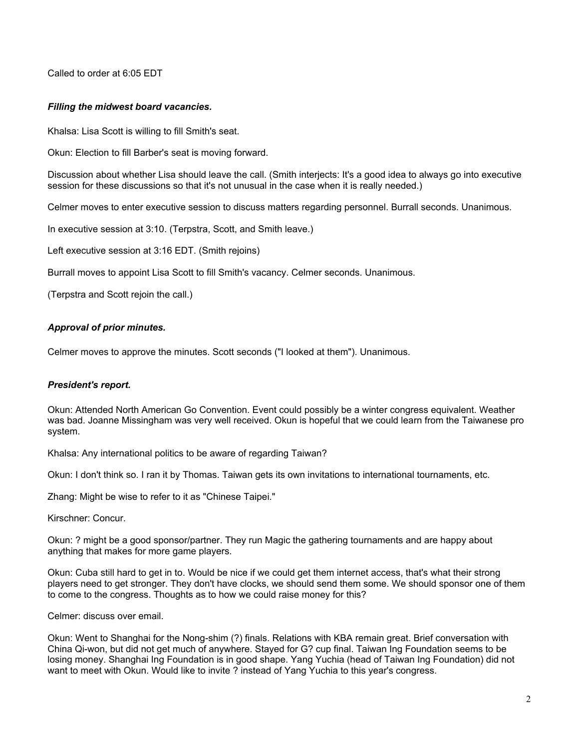Called to order at 6:05 EDT

***Filling the midwest board vacancies.***

Khalsa: Lisa Scott is willing to fill Smith's seat.

Okun: Election to fill Barber's seat is moving forward.

Discussion about whether Lisa should leave the call. (Smith interjects: It's a good idea to always go into executive session for these discussions so that it's not unusual in the case when it is really needed.)

Celmer moves to enter executive session to discuss matters regarding personnel. Burrall seconds. Unanimous.

In executive session at 3:10. (Terpstra, Scott, and Smith leave.)

Left executive session at 3:16 EDT. (Smith rejoins)

Burrall moves to appoint Lisa Scott to fill Smith's vacancy. Celmer seconds. Unanimous.

(Terpstra and Scott rejoin the call.)

***Approval of prior minutes.***

Celmer moves to approve the minutes. Scott seconds ("I looked at them"). Unanimous.

***President's report.***

Okun: Attended North American Go Convention. Event could possibly be a winter congress equivalent. Weather was bad. Joanne Missingham was very well received. Okun is hopeful that we could learn from the Taiwanese pro system.

Khalsa: Any international politics to be aware of regarding Taiwan?

Okun: I don't think so. I ran it by Thomas. Taiwan gets its own invitations to international tournaments, etc.

Zhang: Might be wise to refer to it as "Chinese Taipei."

Kirschner: Concur.

Okun: ? might be a good sponsor/partner. They run Magic the gathering tournaments and are happy about anything that makes for more game players.

Okun: Cuba still hard to get in to. Would be nice if we could get them internet access, that's what their strong players need to get stronger. They don't have clocks, we should send them some. We should sponsor one of them to come to the congress. Thoughts as to how we could raise money for this?

Celmer: discuss over email.

Okun: Went to Shanghai for the Nong-shim (?) finals. Relations with KBA remain great. Brief conversation with China Qi-won, but did not get much of anywhere. Stayed for G? cup final. Taiwan Ing Foundation seems to be losing money. Shanghai Ing Foundation is in good shape. Yang Yuchia (head of Taiwan Ing Foundation) did not want to meet with Okun. Would like to invite ? instead of Yang Yuchia to this year's congress.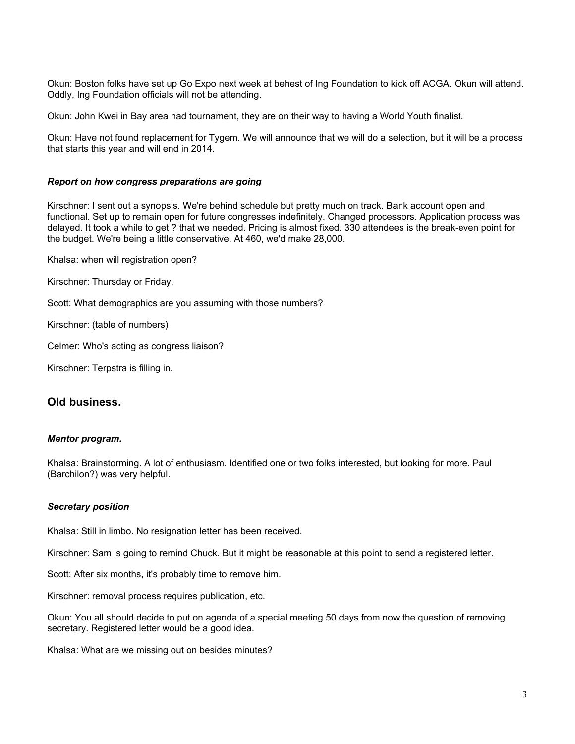Okun: Boston folks have set up Go Expo next week at behest of Ing Foundation to kick off ACGA. Okun will attend. Oddly, Ing Foundation officials will not be attending.

Okun: John Kwei in Bay area had tournament, they are on their way to having a World Youth finalist.

Okun: Have not found replacement for Tygem. We will announce that we will do a selection, but it will be a process that starts this year and will end in 2014.

### *Report on how congress preparations are going*

Kirschner: I sent out a synopsis. We're behind schedule but pretty much on track. Bank account open and functional. Set up to remain open for future congresses indefinitely. Changed processors. Application process was delayed. It took a while to get ? that we needed. Pricing is almost fixed. 330 attendees is the break-even point for the budget. We're being a little conservative. At 460, we'd make 28,000.

Khalsa: when will registration open?

Kirschner: Thursday or Friday.

Scott: What demographics are you assuming with those numbers?

Kirschner: (table of numbers)

Celmer: Who's acting as congress liaison?

Kirschner: Terpstra is filling in.

## Old business.

### *Mentor program.*

Khalsa: Brainstorming. A lot of enthusiasm. Identified one or two folks interested, but looking for more. Paul (Barchilon?) was very helpful.

### *Secretary position*

Khalsa: Still in limbo. No resignation letter has been received.

Kirschner: Sam is going to remind Chuck. But it might be reasonable at this point to send a registered letter.

Scott: After six months, it's probably time to remove him.

Kirschner: removal process requires publication, etc.

Okun: You all should decide to put on agenda of a special meeting 50 days from now the question of removing secretary. Registered letter would be a good idea.

Khalsa: What are we missing out on besides minutes?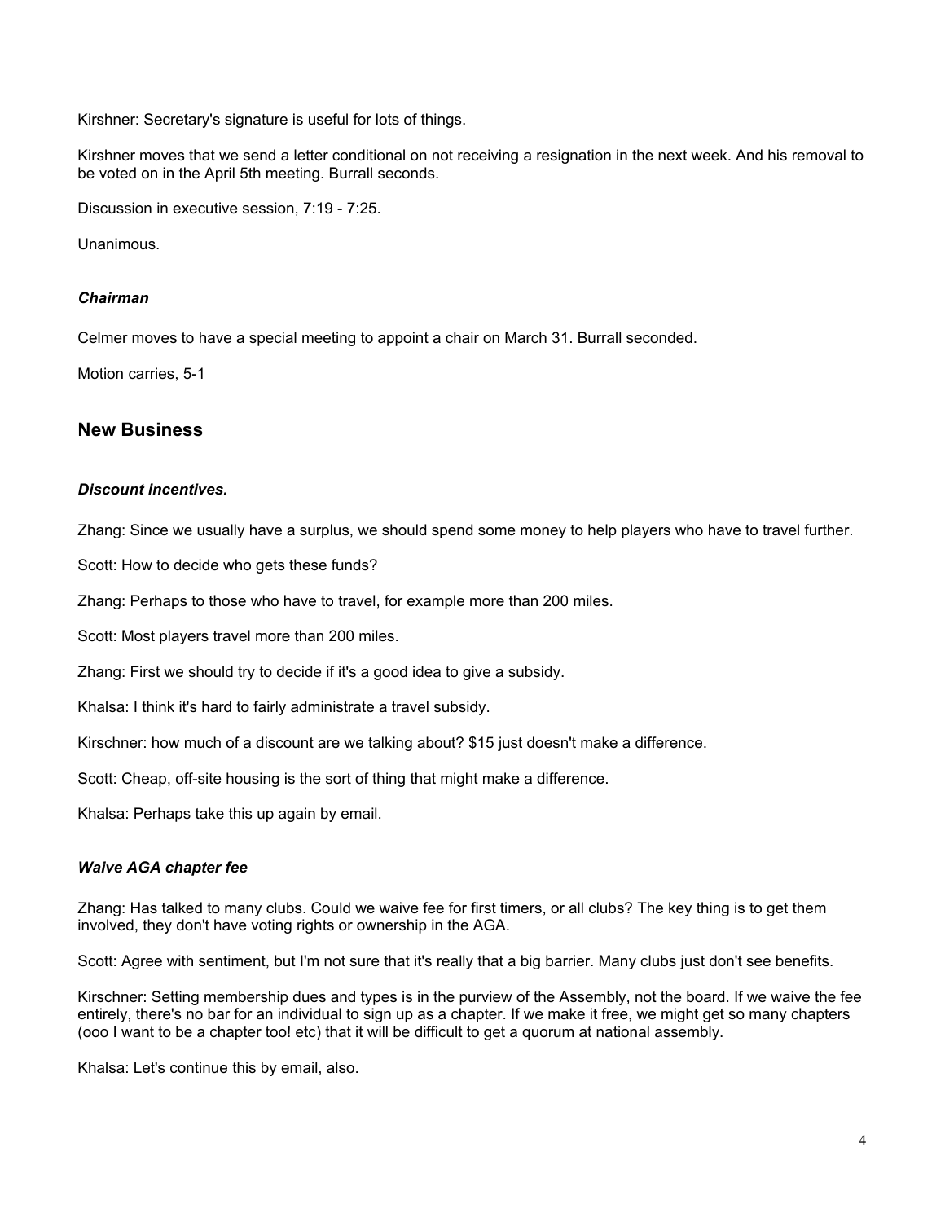Kirshner: Secretary's signature is useful for lots of things.

Kirshner moves that we send a letter conditional on not receiving a resignation in the next week. And his removal to be voted on in the April 5th meeting. Burrall seconds.

Discussion in executive session, 7:19 - 7:25.

Unanimous.

### *Chairman*

Celmer moves to have a special meeting to appoint a chair on March 31. Burrall seconded.

Motion carries, 5-1

## New Business

### *Discount incentives.*

Zhang: Since we usually have a surplus, we should spend some money to help players who have to travel further.

Scott: How to decide who gets these funds?

Zhang: Perhaps to those who have to travel, for example more than 200 miles.

Scott: Most players travel more than 200 miles.

Zhang: First we should try to decide if it's a good idea to give a subsidy.

Khalsa: I think it's hard to fairly administrate a travel subsidy.

Kirschner: how much of a discount are we talking about? $15 just doesn't make a difference.

Scott: Cheap, off-site housing is the sort of thing that might make a difference.

Khalsa: Perhaps take this up again by email.

### *Waive AGA chapter fee*

Zhang: Has talked to many clubs. Could we waive fee for first timers, or all clubs? The key thing is to get them involved, they don't have voting rights or ownership in the AGA.

Scott: Agree with sentiment, but I'm not sure that it's really that a big barrier. Many clubs just don't see benefits.

Kirschner: Setting membership dues and types is in the purview of the Assembly, not the board. If we waive the fee entirely, there's no bar for an individual to sign up as a chapter. If we make it free, we might get so many chapters (ooo I want to be a chapter too! etc) that it will be difficult to get a quorum at national assembly.

Khalsa: Let's continue this by email, also.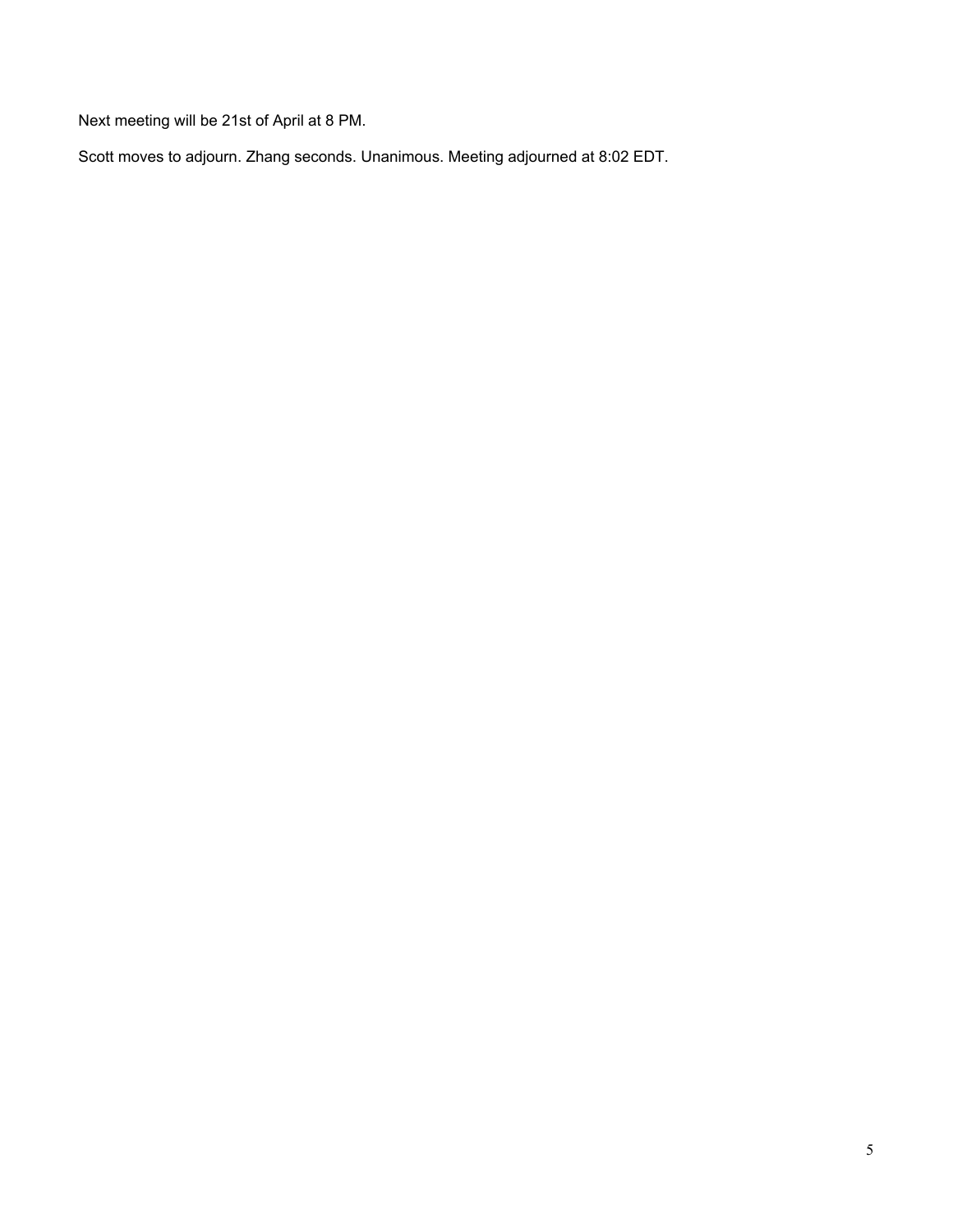Next meeting will be 21st of April at 8 PM.

Scott moves to adjourn. Zhang seconds. Unanimous. Meeting adjourned at 8:02 EDT.